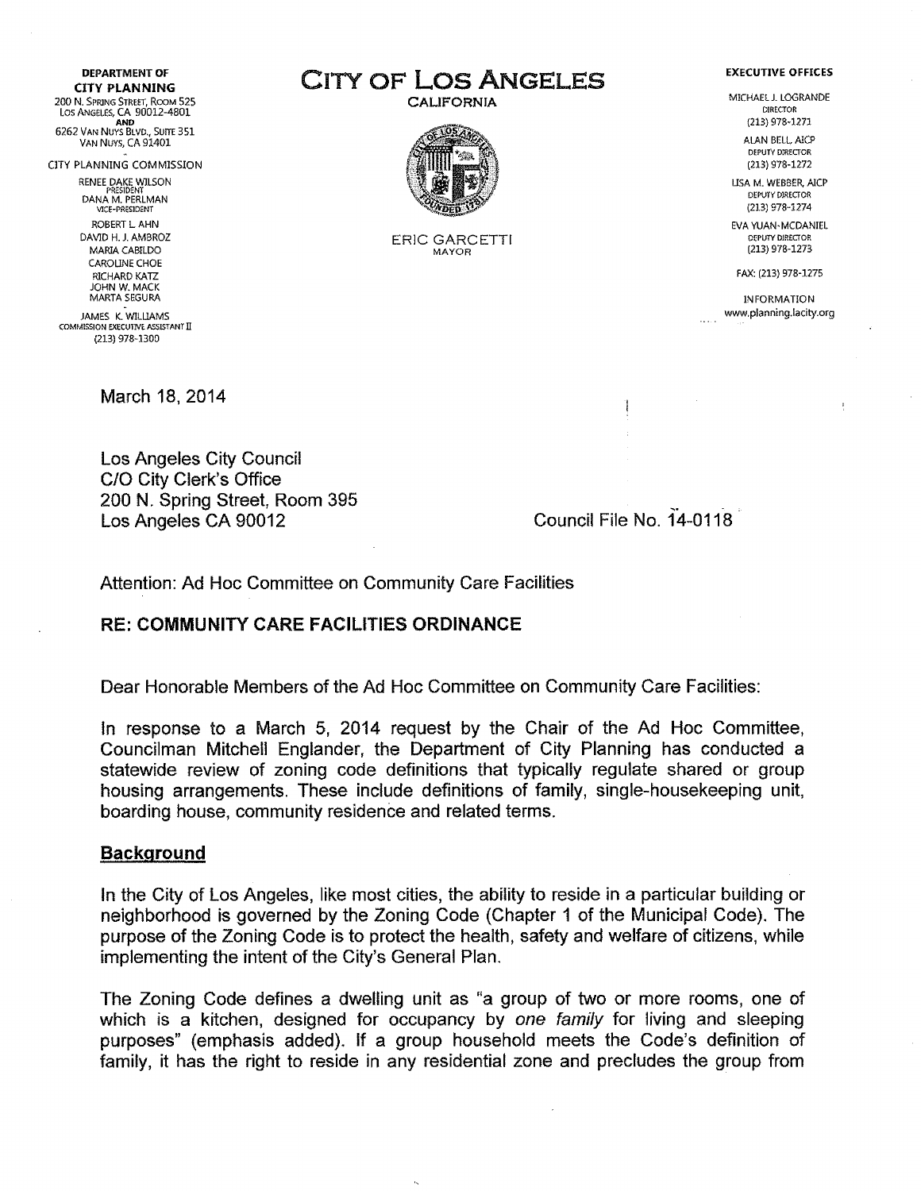**DEPARTMENT OF CITY PLANNING**
200 N. SPRING STREET, ROOM 525
LOS ANGELES, CA 90012-4801
AND
6262 VAN NUYS BLVD., SUITE 351
VAN NUYS, CA 91401

CITY PLANNING COMMISSION

RENEE DAKE WILSON
PRESIDENT
DANA M. PERLMAN
VICE-PRESIDENT
ROBERT L. AHN
DAVID H. J. AMBROZ
MARIA CABILDO
CAROLINE CHOE
RICHARD KATZ
JOHN W. MACK
MARTA SEGURA

JAMES K. WILLIAMS
COMMISSION EXECUTIVE ASSISTANT II
(213) 978-1300

# CITY OF LOS ANGELES

CALIFORNIA

ERIC GARCETTI
MAYOR

**EXECUTIVE OFFICES**

MICHAEL J. LOGRANDE
DIRECTOR
(213) 978-1271

ALAN BELL, AICP
DEPUTY DIRECTOR
(213) 978-1272

LISA M. WEBBER, AICP
DEPUTY DIRECTOR
(213) 978-1274

EVA YUAN-MCDANIEL
DEPUTY DIRECTOR
(213) 978-1273

FAX: (213) 978-1275

INFORMATION
www.planning.lacity.org

March 18, 2014

Los Angeles City Council
C/O City Clerk's Office
200 N. Spring Street, Room 395
Los Angeles CA 90012

Council File No. 14-0118

Attention: Ad Hoc Committee on Community Care Facilities

**RE: COMMUNITY CARE FACILITIES ORDINANCE**

Dear Honorable Members of the Ad Hoc Committee on Community Care Facilities:

In response to a March 5, 2014 request by the Chair of the Ad Hoc Committee, Councilman Mitchell Englander, the Department of City Planning has conducted a statewide review of zoning code definitions that typically regulate shared or group housing arrangements. These include definitions of family, single-housekeeping unit, boarding house, community residence and related terms.

## Background

In the City of Los Angeles, like most cities, the ability to reside in a particular building or neighborhood is governed by the Zoning Code (Chapter 1 of the Municipal Code). The purpose of the Zoning Code is to protect the health, safety and welfare of citizens, while implementing the intent of the City's General Plan.

The Zoning Code defines a dwelling unit as "a group of two or more rooms, one of which is a kitchen, designed for occupancy by *one family* for living and sleeping purposes" (emphasis added). If a group household meets the Code's definition of family, it has the right to reside in any residential zone and precludes the group from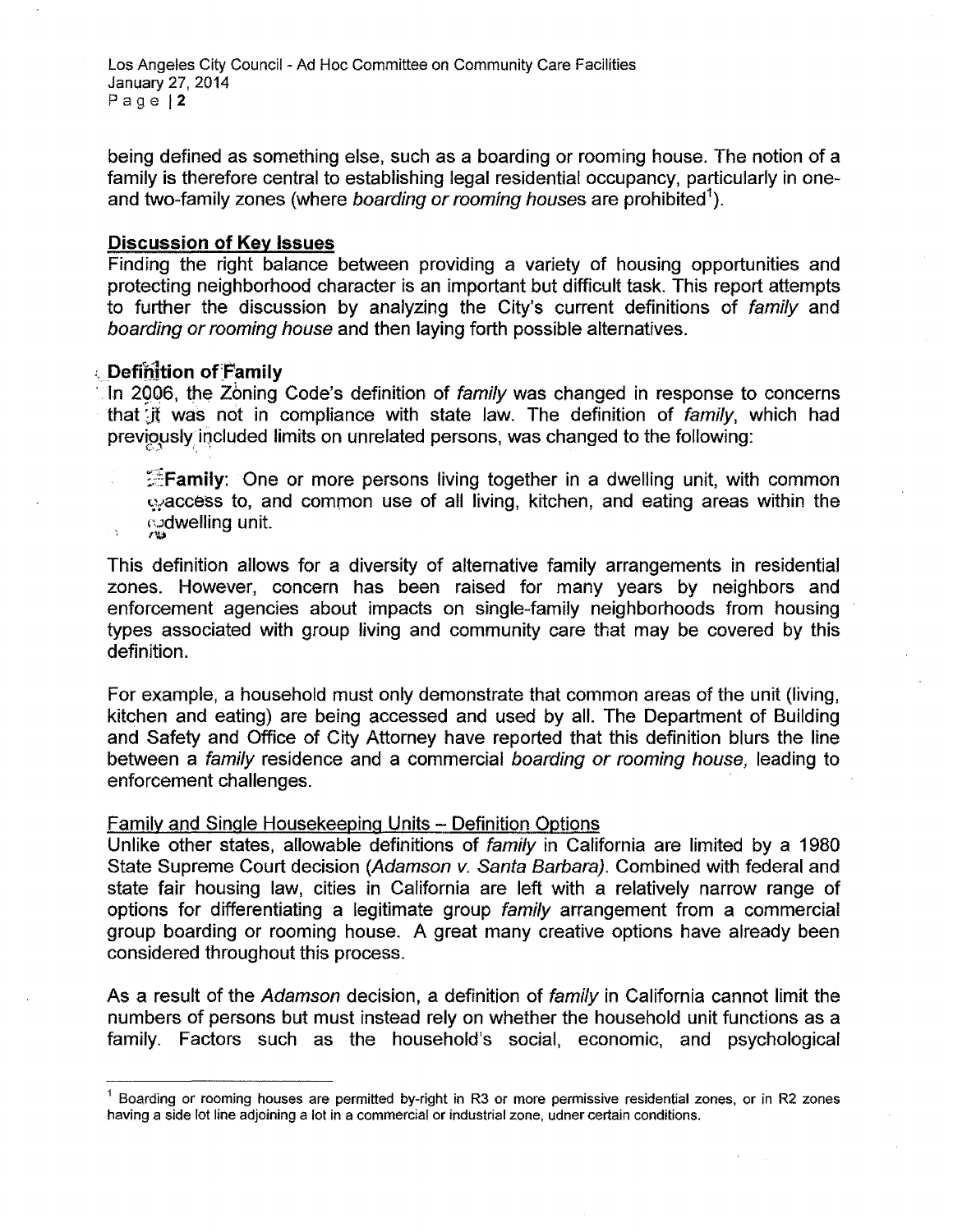being defined as something else, such as a boarding or rooming house. The notion of a family is therefore central to establishing legal residential occupancy, particularly in one- and two-family zones (where *boarding or rooming houses* are prohibited[1]).

## Discussion of Key Issues

Finding the right balance between providing a variety of housing opportunities and protecting neighborhood character is an important but difficult task. This report attempts to further the discussion by analyzing the City's current definitions of *family* and *boarding or rooming house* and then laying forth possible alternatives.

### Definition of Family

In 2006, the Zoning Code's definition of *family* was changed in response to concerns that it was not in compliance with state law. The definition of *family*, which had previously included limits on unrelated persons, was changed to the following:

> **Family**: One or more persons living together in a dwelling unit, with common access to, and common use of all living, kitchen, and eating areas within the dwelling unit.

This definition allows for a diversity of alternative family arrangements in residential zones. However, concern has been raised for many years by neighbors and enforcement agencies about impacts on single-family neighborhoods from housing types associated with group living and community care that may be covered by this definition.

For example, a household must only demonstrate that common areas of the unit (living, kitchen and eating) are being accessed and used by all. The Department of Building and Safety and Office of City Attorney have reported that this definition blurs the line between a *family* residence and a commercial *boarding or rooming house*, leading to enforcement challenges.

#### Family and Single Housekeeping Units – Definition Options

Unlike other states, allowable definitions of *family* in California are limited by a 1980 State Supreme Court decision (*Adamson v. Santa Barbara*). Combined with federal and state fair housing law, cities in California are left with a relatively narrow range of options for differentiating a legitimate group *family* arrangement from a commercial group boarding or rooming house. A great many creative options have already been considered throughout this process.

As a result of the *Adamson* decision, a definition of *family* in California cannot limit the numbers of persons but must instead rely on whether the household unit functions as a family. Factors such as the household's social, economic, and psychological

---

[1] Boarding or rooming houses are permitted by-right in R3 or more permissive residential zones, or in R2 zones having a side lot line adjoining a lot in a commercial or industrial zone, udner certain conditions.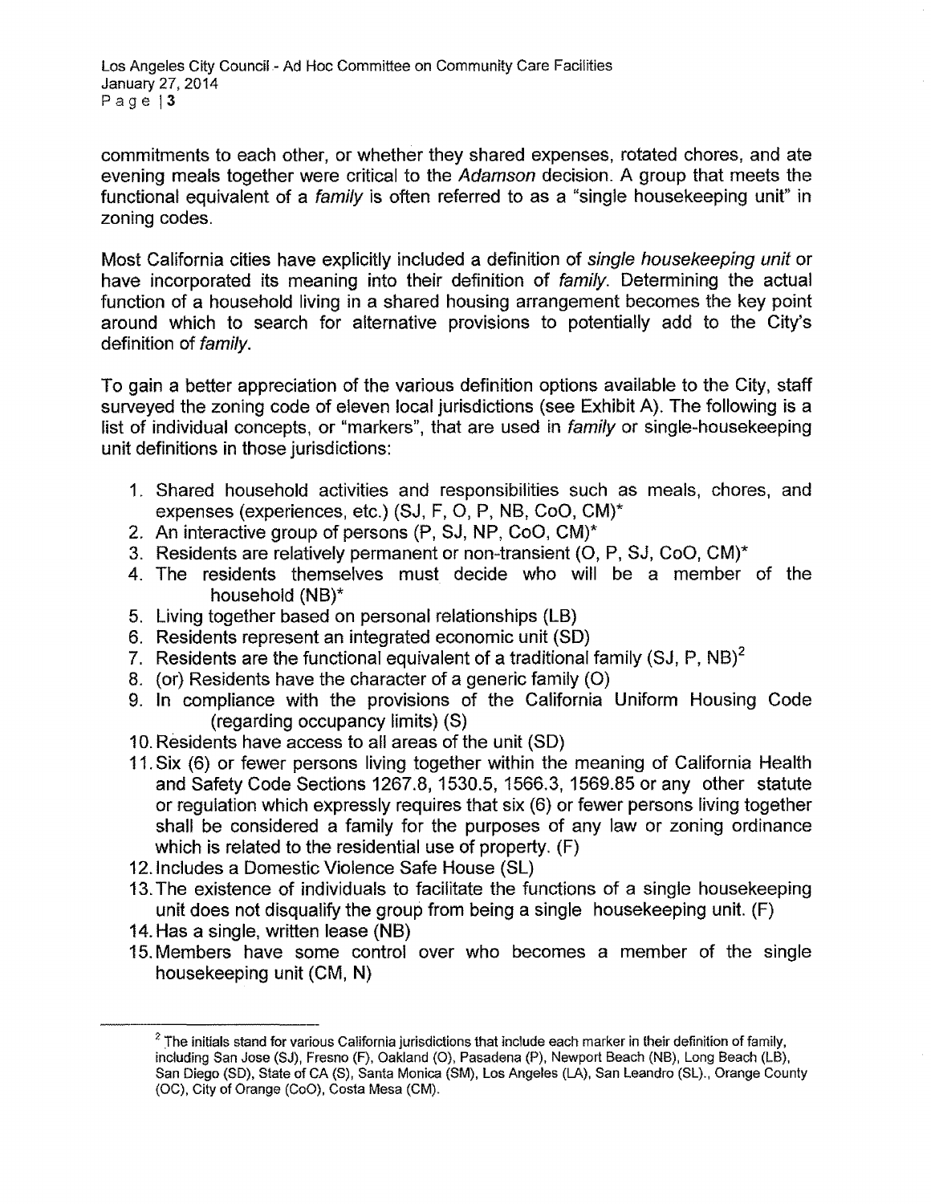commitments to each other, or whether they shared expenses, rotated chores, and ate evening meals together were critical to the *Adamson* decision. A group that meets the functional equivalent of a *family* is often referred to as a "single housekeeping unit" in zoning codes.

Most California cities have explicitly included a definition of *single housekeeping unit* or have incorporated its meaning into their definition of *family*. Determining the actual function of a household living in a shared housing arrangement becomes the key point around which to search for alternative provisions to potentially add to the City's definition of *family*.

To gain a better appreciation of the various definition options available to the City, staff surveyed the zoning code of eleven local jurisdictions (see Exhibit A). The following is a list of individual concepts, or "markers", that are used in *family* or single-housekeeping unit definitions in those jurisdictions:

1. Shared household activities and responsibilities such as meals, chores, and expenses (experiences, etc.) (SJ, F, O, P, NB, CoO, CM)*
2. An interactive group of persons (P, SJ, NP, CoO, CM)*
3. Residents are relatively permanent or non-transient (O, P, SJ, CoO, CM)*
4. The residents themselves must decide who will be a member of the household (NB)*
5. Living together based on personal relationships (LB)
6. Residents represent an integrated economic unit (SD)
7. Residents are the functional equivalent of a traditional family (SJ, P, NB)[2]
8. (or) Residents have the character of a generic family (O)
9. In compliance with the provisions of the California Uniform Housing Code (regarding occupancy limits) (S)
10. Residents have access to all areas of the unit (SD)
11. Six (6) or fewer persons living together within the meaning of California Health and Safety Code Sections 1267.8, 1530.5, 1566.3, 1569.85 or any other statute or regulation which expressly requires that six (6) or fewer persons living together shall be considered a family for the purposes of any law or zoning ordinance which is related to the residential use of property. (F)
12. Includes a Domestic Violence Safe House (SL)
13. The existence of individuals to facilitate the functions of a single housekeeping unit does not disqualify the group from being a single housekeeping unit. (F)
14. Has a single, written lease (NB)
15. Members have some control over who becomes a member of the single housekeeping unit (CM, N)

---

[2] The initials stand for various California jurisdictions that include each marker in their definition of family, including San Jose (SJ), Fresno (F), Oakland (O), Pasadena (P), Newport Beach (NB), Long Beach (LB), San Diego (SD), State of CA (S), Santa Monica (SM), Los Angeles (LA), San Leandro (SL)., Orange County (OC), City of Orange (CoO), Costa Mesa (CM).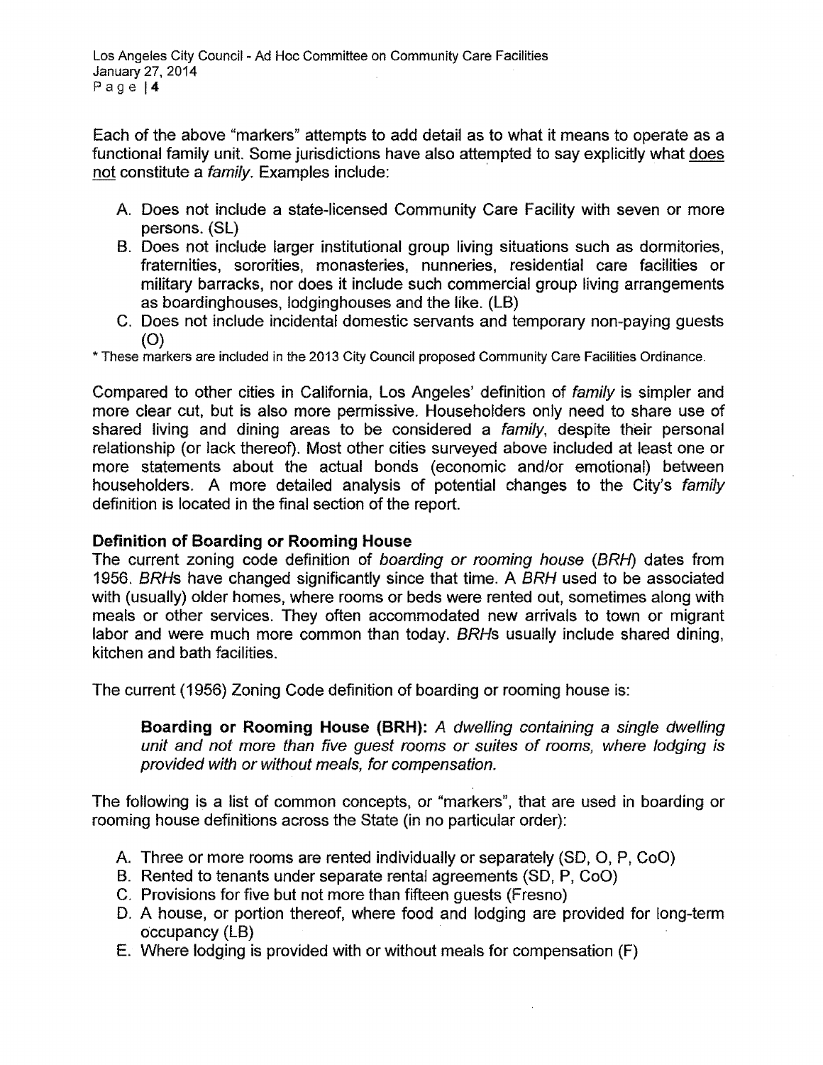Each of the above "markers" attempts to add detail as to what it means to operate as a functional family unit. Some jurisdictions have also attempted to say explicitly what does not constitute a *family*. Examples include:

A. Does not include a state-licensed Community Care Facility with seven or more persons. (SL)
B. Does not include larger institutional group living situations such as dormitories, fraternities, sororities, monasteries, nunneries, residential care facilities or military barracks, nor does it include such commercial group living arrangements as boardinghouses, lodginghouses and the like. (LB)
C. Does not include incidental domestic servants and temporary non-paying guests (O)

\* These markers are included in the 2013 City Council proposed Community Care Facilities Ordinance.

Compared to other cities in California, Los Angeles' definition of *family* is simpler and more clear cut, but is also more permissive. Householders only need to share use of shared living and dining areas to be considered a *family*, despite their personal relationship (or lack thereof). Most other cities surveyed above included at least one or more statements about the actual bonds (economic and/or emotional) between householders. A more detailed analysis of potential changes to the City's *family* definition is located in the final section of the report.

**Definition of Boarding or Rooming House**

The current zoning code definition of *boarding or rooming house (BRH)* dates from 1956. *BRHs* have changed significantly since that time. A *BRH* used to be associated with (usually) older homes, where rooms or beds were rented out, sometimes along with meals or other services. They often accommodated new arrivals to town or migrant labor and were much more common than today. *BRHs* usually include shared dining, kitchen and bath facilities.

The current (1956) Zoning Code definition of boarding or rooming house is:

> **Boarding or Rooming House (BRH):** *A dwelling containing a single dwelling unit and not more than five guest rooms or suites of rooms, where lodging is provided with or without meals, for compensation.*

The following is a list of common concepts, or "markers", that are used in boarding or rooming house definitions across the State (in no particular order):

A. Three or more rooms are rented individually or separately (SD, O, P, CoO)
B. Rented to tenants under separate rental agreements (SD, P, CoO)
C. Provisions for five but not more than fifteen guests (Fresno)
D. A house, or portion thereof, where food and lodging are provided for long-term occupancy (LB)
E. Where lodging is provided with or without meals for compensation (F)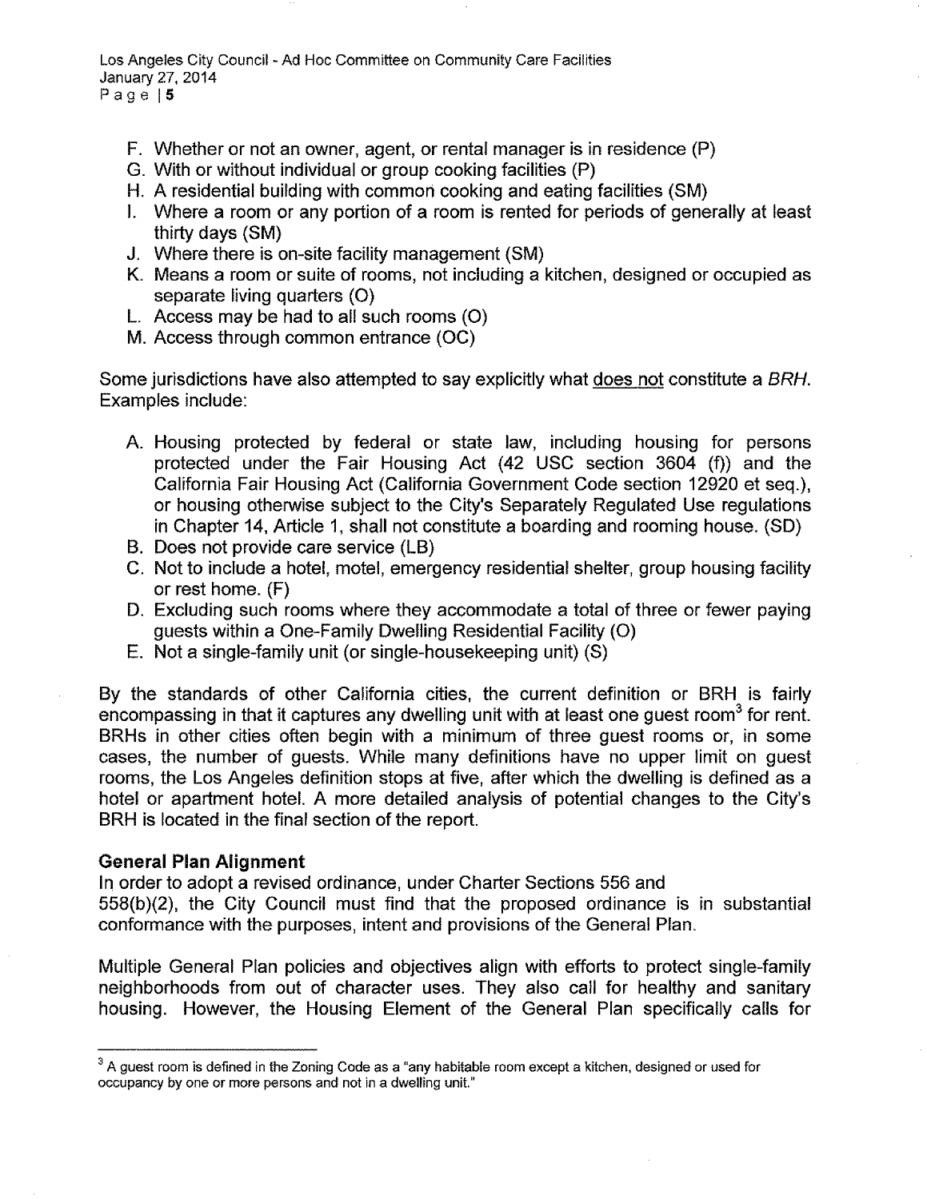F. Whether or not an owner, agent, or rental manager is in residence (P)
G. With or without individual or group cooking facilities (P)
H. A residential building with common cooking and eating facilities (SM)
I. Where a room or any portion of a room is rented for periods of generally at least thirty days (SM)
J. Where there is on-site facility management (SM)
K. Means a room or suite of rooms, not including a kitchen, designed or occupied as separate living quarters (O)
L. Access may be had to all such rooms (O)
M. Access through common entrance (OC)

Some jurisdictions have also attempted to say explicitly what does not constitute a *BRH*. Examples include:

A. Housing protected by federal or state law, including housing for persons protected under the Fair Housing Act (42 USC section 3604 (f)) and the California Fair Housing Act (California Government Code section 12920 et seq.), or housing otherwise subject to the City's Separately Regulated Use regulations in Chapter 14, Article 1, shall not constitute a boarding and rooming house. (SD)
B. Does not provide care service (LB)
C. Not to include a hotel, motel, emergency residential shelter, group housing facility or rest home. (F)
D. Excluding such rooms where they accommodate a total of three or fewer paying guests within a One-Family Dwelling Residential Facility (O)
E. Not a single-family unit (or single-housekeeping unit) (S)

By the standards of other California cities, the current definition or BRH is fairly encompassing in that it captures any dwelling unit with at least one guest room[3] for rent. BRHs in other cities often begin with a minimum of three guest rooms or, in some cases, the number of guests. While many definitions have no upper limit on guest rooms, the Los Angeles definition stops at five, after which the dwelling is defined as a hotel or apartment hotel. A more detailed analysis of potential changes to the City's BRH is located in the final section of the report.

**General Plan Alignment**

In order to adopt a revised ordinance, under Charter Sections 556 and 558(b)(2), the City Council must find that the proposed ordinance is in substantial conformance with the purposes, intent and provisions of the General Plan.

Multiple General Plan policies and objectives align with efforts to protect single-family neighborhoods from out of character uses. They also call for healthy and sanitary housing. However, the Housing Element of the General Plan specifically calls for

[3] A guest room is defined in the Zoning Code as a "any habitable room except a kitchen, designed or used for occupancy by one or more persons and not in a dwelling unit."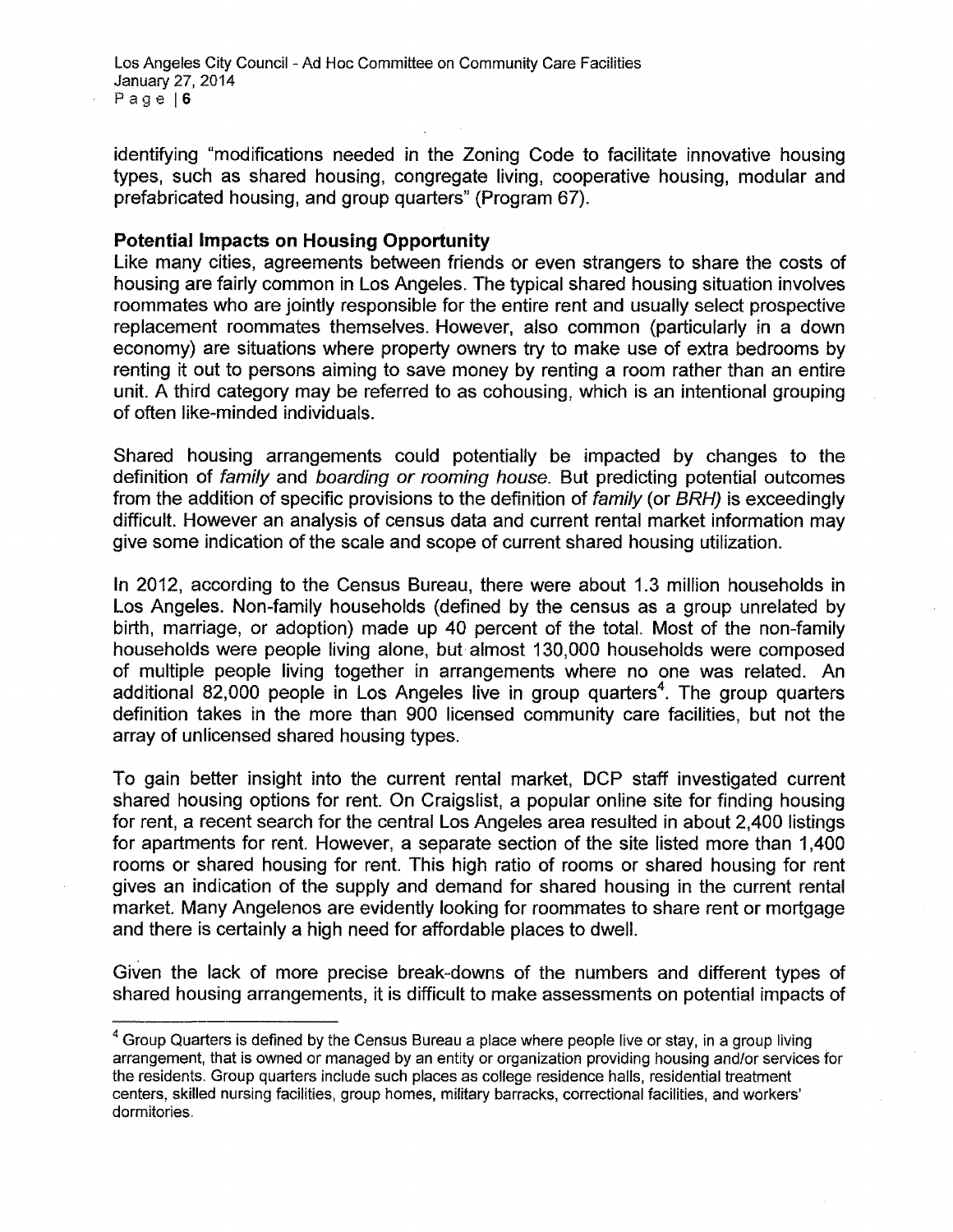identifying "modifications needed in the Zoning Code to facilitate innovative housing types, such as shared housing, congregate living, cooperative housing, modular and prefabricated housing, and group quarters" (Program 67).

**Potential Impacts on Housing Opportunity**

Like many cities, agreements between friends or even strangers to share the costs of housing are fairly common in Los Angeles. The typical shared housing situation involves roommates who are jointly responsible for the entire rent and usually select prospective replacement roommates themselves. However, also common (particularly in a down economy) are situations where property owners try to make use of extra bedrooms by renting it out to persons aiming to save money by renting a room rather than an entire unit. A third category may be referred to as cohousing, which is an intentional grouping of often like-minded individuals.

Shared housing arrangements could potentially be impacted by changes to the definition of *family* and *boarding or rooming house*. But predicting potential outcomes from the addition of specific provisions to the definition of *family* (or *BRH)* is exceedingly difficult. However an analysis of census data and current rental market information may give some indication of the scale and scope of current shared housing utilization.

In 2012, according to the Census Bureau, there were about 1.3 million households in Los Angeles. Non-family households (defined by the census as a group unrelated by birth, marriage, or adoption) made up 40 percent of the total. Most of the non-family households were people living alone, but almost 130,000 households were composed of multiple people living together in arrangements where no one was related. An additional 82,000 people in Los Angeles live in group quarters[4]. The group quarters definition takes in the more than 900 licensed community care facilities, but not the array of unlicensed shared housing types.

To gain better insight into the current rental market, DCP staff investigated current shared housing options for rent. On Craigslist, a popular online site for finding housing for rent, a recent search for the central Los Angeles area resulted in about 2,400 listings for apartments for rent. However, a separate section of the site listed more than 1,400 rooms or shared housing for rent. This high ratio of rooms or shared housing for rent gives an indication of the supply and demand for shared housing in the current rental market. Many Angelenos are evidently looking for roommates to share rent or mortgage and there is certainly a high need for affordable places to dwell.

Given the lack of more precise break-downs of the numbers and different types of shared housing arrangements, it is difficult to make assessments on potential impacts of

---

[4] Group Quarters is defined by the Census Bureau a place where people live or stay, in a group living arrangement, that is owned or managed by an entity or organization providing housing and/or services for the residents. Group quarters include such places as college residence halls, residential treatment centers, skilled nursing facilities, group homes, military barracks, correctional facilities, and workers' dormitories.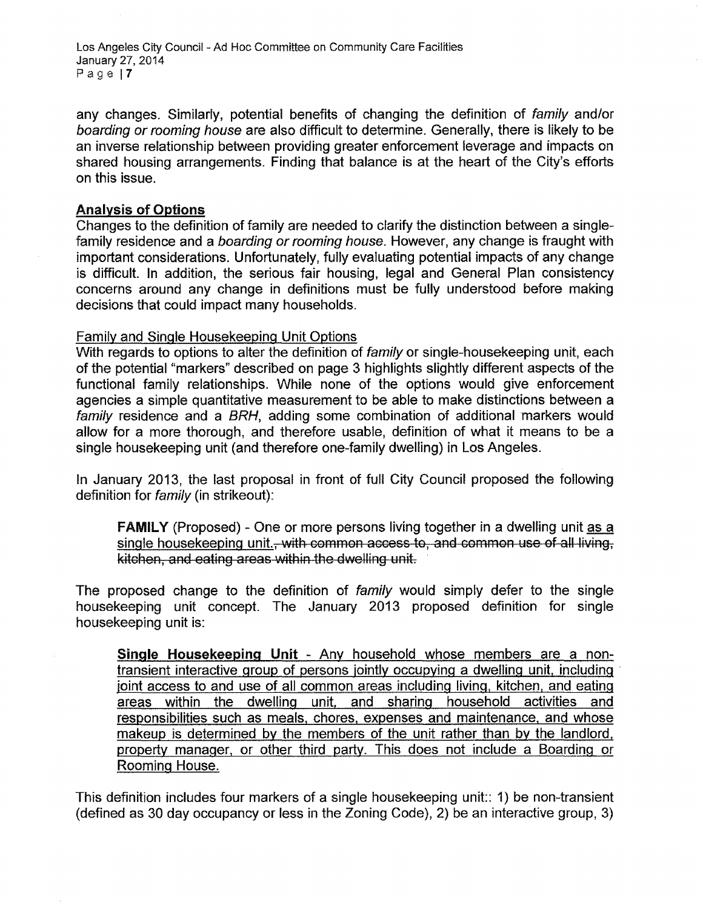any changes. Similarly, potential benefits of changing the definition of *family* and/or *boarding or rooming house* are also difficult to determine. Generally, there is likely to be an inverse relationship between providing greater enforcement leverage and impacts on shared housing arrangements. Finding that balance is at the heart of the City's efforts on this issue.

## Analysis of Options

Changes to the definition of family are needed to clarify the distinction between a single-family residence and a *boarding or rooming house*. However, any change is fraught with important considerations. Unfortunately, fully evaluating potential impacts of any change is difficult. In addition, the serious fair housing, legal and General Plan consistency concerns around any change in definitions must be fully understood before making decisions that could impact many households.

### Family and Single Housekeeping Unit Options

With regards to options to alter the definition of *family* or single-housekeeping unit, each of the potential "markers" described on page 3 highlights slightly different aspects of the functional family relationships. While none of the options would give enforcement agencies a simple quantitative measurement to be able to make distinctions between a *family* residence and a *BRH*, adding some combination of additional markers would allow for a more thorough, and therefore usable, definition of what it means to be a single housekeeping unit (and therefore one-family dwelling) in Los Angeles.

In January 2013, the last proposal in front of full City Council proposed the following definition for *family* (in strikeout):

> **FAMILY** (Proposed) - One or more persons living together in a dwelling unit <u>as a single housekeeping unit.</u>~~, with common access to, and common use of all living, kitchen, and eating areas within the dwelling unit.~~

The proposed change to the definition of *family* would simply defer to the single housekeeping unit concept. The January 2013 proposed definition for single housekeeping unit is:

> <u>**Single Housekeeping Unit** - Any household whose members are a non-transient interactive group of persons jointly occupying a dwelling unit, including joint access to and use of all common areas including living, kitchen, and eating areas within the dwelling unit, and sharing household activities and responsibilities such as meals, chores, expenses and maintenance, and whose makeup is determined by the members of the unit rather than by the landlord, property manager, or other third party. This does not include a Boarding or Rooming House.</u>

This definition includes four markers of a single housekeeping unit:: 1) be non-transient (defined as 30 day occupancy or less in the Zoning Code), 2) be an interactive group, 3)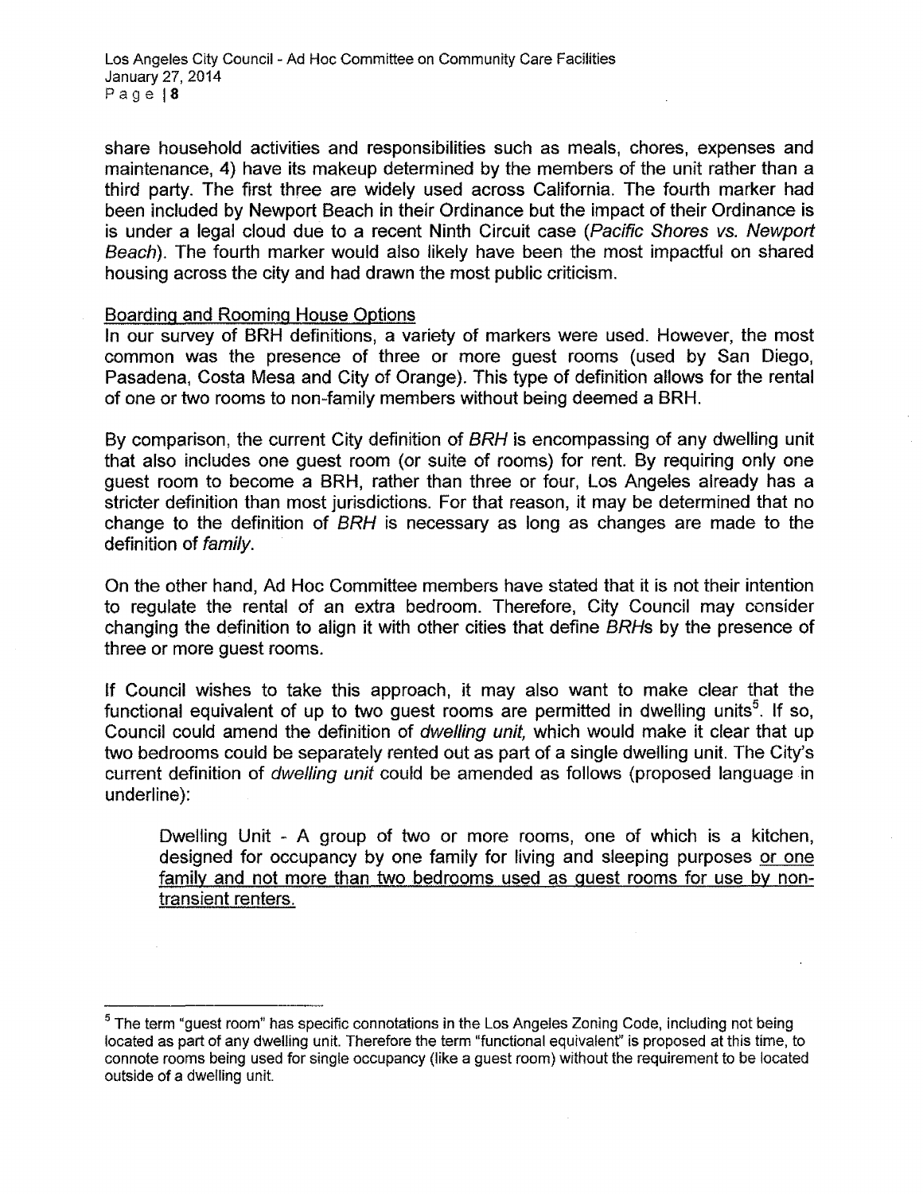share household activities and responsibilities such as meals, chores, expenses and maintenance, 4) have its makeup determined by the members of the unit rather than a third party. The first three are widely used across California. The fourth marker had been included by Newport Beach in their Ordinance but the impact of their Ordinance is is under a legal cloud due to a recent Ninth Circuit case (*Pacific Shores vs. Newport Beach*). The fourth marker would also likely have been the most impactful on shared housing across the city and had drawn the most public criticism.

Boarding and Rooming House Options

In our survey of BRH definitions, a variety of markers were used. However, the most common was the presence of three or more guest rooms (used by San Diego, Pasadena, Costa Mesa and City of Orange). This type of definition allows for the rental of one or two rooms to non-family members without being deemed a BRH.

By comparison, the current City definition of *BRH* is encompassing of any dwelling unit that also includes one guest room (or suite of rooms) for rent. By requiring only one guest room to become a BRH, rather than three or four, Los Angeles already has a stricter definition than most jurisdictions. For that reason, it may be determined that no change to the definition of *BRH* is necessary as long as changes are made to the definition of *family*.

On the other hand, Ad Hoc Committee members have stated that it is not their intention to regulate the rental of an extra bedroom. Therefore, City Council may consider changing the definition to align it with other cities that define *BRHs* by the presence of three or more guest rooms.

If Council wishes to take this approach, it may also want to make clear that the functional equivalent of up to two guest rooms are permitted in dwelling units[5]. If so, Council could amend the definition of *dwelling unit,* which would make it clear that up two bedrooms could be separately rented out as part of a single dwelling unit. The City's current definition of *dwelling unit* could be amended as follows (proposed language in underline):

> Dwelling Unit - A group of two or more rooms, one of which is a kitchen, designed for occupancy by one family for living and sleeping purposes <u>or one family and not more than two bedrooms used as guest rooms for use by non-transient renters.</u>

---

[5] The term "guest room" has specific connotations in the Los Angeles Zoning Code, including not being located as part of any dwelling unit. Therefore the term "functional equivalent" is proposed at this time, to connote rooms being used for single occupancy (like a guest room) without the requirement to be located outside of a dwelling unit.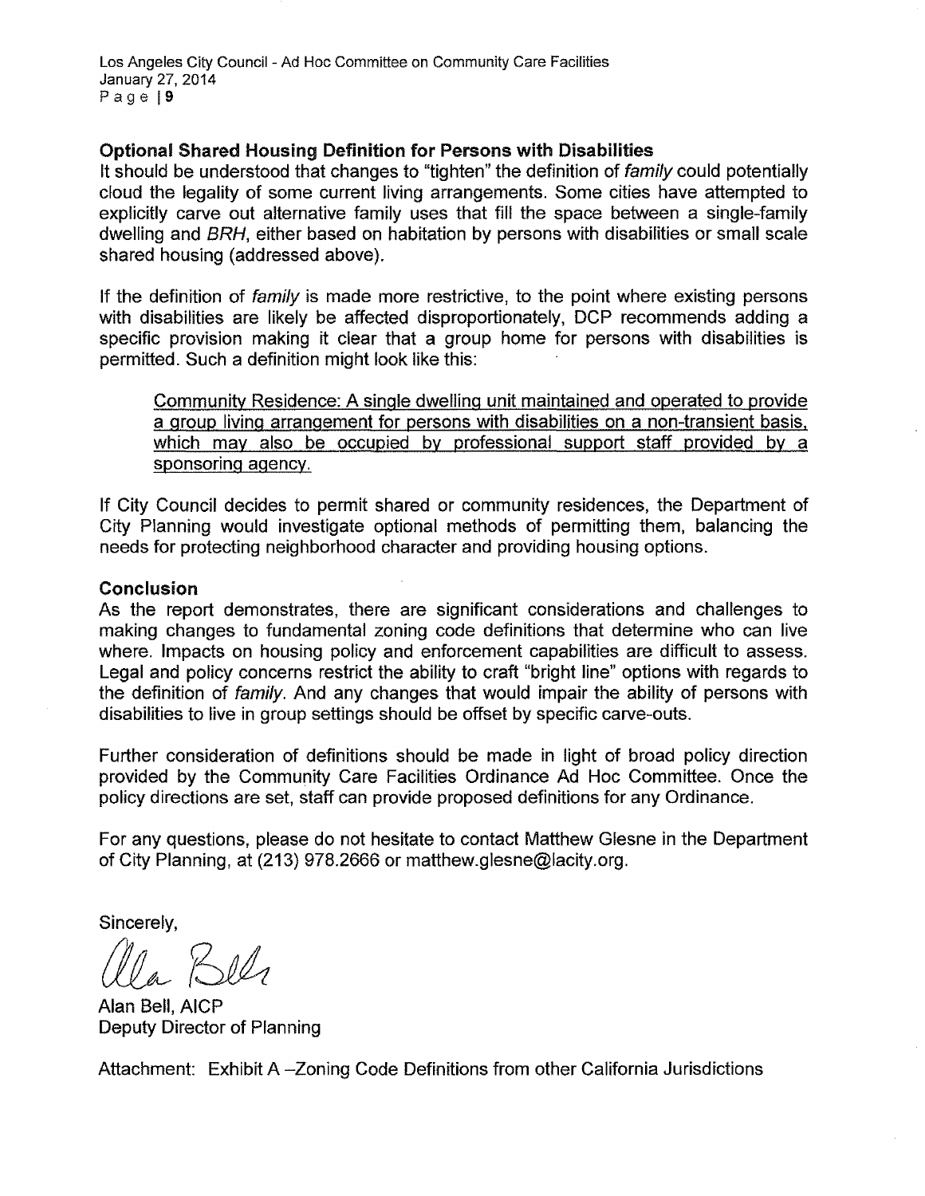**Optional Shared Housing Definition for Persons with Disabilities**

It should be understood that changes to "tighten" the definition of *family* could potentially cloud the legality of some current living arrangements. Some cities have attempted to explicitly carve out alternative family uses that fill the space between a single-family dwelling and *BRH*, either based on habitation by persons with disabilities or small scale shared housing (addressed above).

If the definition of *family* is made more restrictive, to the point where existing persons with disabilities are likely be affected disproportionately, DCP recommends adding a specific provision making it clear that a group home for persons with disabilities is permitted. Such a definition might look like this:

> <u>Community Residence: A single dwelling unit maintained and operated to provide a group living arrangement for persons with disabilities on a non-transient basis, which may also be occupied by professional support staff provided by a sponsoring agency.</u>

If City Council decides to permit shared or community residences, the Department of City Planning would investigate optional methods of permitting them, balancing the needs for protecting neighborhood character and providing housing options.

**Conclusion**

As the report demonstrates, there are significant considerations and challenges to making changes to fundamental zoning code definitions that determine who can live where. Impacts on housing policy and enforcement capabilities are difficult to assess. Legal and policy concerns restrict the ability to craft "bright line" options with regards to the definition of *family*. And any changes that would impair the ability of persons with disabilities to live in group settings should be offset by specific carve-outs.

Further consideration of definitions should be made in light of broad policy direction provided by the Community Care Facilities Ordinance Ad Hoc Committee. Once the policy directions are set, staff can provide proposed definitions for any Ordinance.

For any questions, please do not hesitate to contact Matthew Glesne in the Department of City Planning, at (213) 978.2666 or matthew.glesne@lacity.org.

Sincerely,

Alan Bell, AICP
Deputy Director of Planning

Attachment: Exhibit A –Zoning Code Definitions from other California Jurisdictions